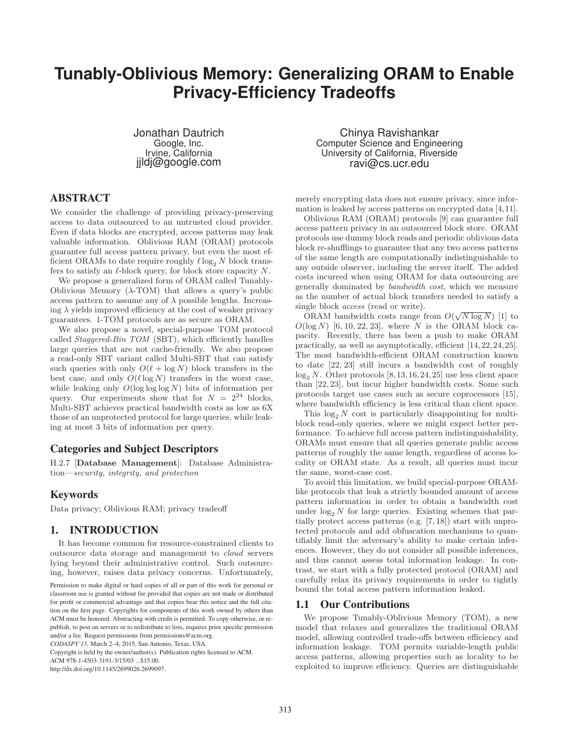# Tunably-Oblivious Memory: Generalizing ORAM to Enable Privacy-Efficiency Tradeoffs

Jonathan Dautrich
Google, Inc.
Irvine, California
jjldj@google.com

Chinya Ravishankar
Computer Science and Engineering
University of California, Riverside
ravi@cs.ucr.edu

## ABSTRACT

We consider the challenge of providing privacy-preserving access to data outsourced to an untrusted cloud provider. Even if data blocks are encrypted, access patterns may leak valuable information. Oblivious RAM (ORAM) protocols guarantee full access pattern privacy, but even the most efficient ORAMs to date require roughly $\ell \log_2 N$ block transfers to satisfy an $\ell$-block query, for block store capacity $N$.

We propose a generalized form of ORAM called Tunably-Oblivious Memory ($\lambda$-TOM) that allows a query's public access pattern to assume any of $\lambda$ possible lengths. Increasing $\lambda$ yields improved efficiency at the cost of weaker privacy guarantees. 1-TOM protocols are as secure as ORAM.

We also propose a novel, special-purpose TOM protocol called *Staggered-Bin TOM* (SBT), which efficiently handles large queries that are not cache-friendly. We also propose a read-only SBT variant called Multi-SBT that can satisfy such queries with only $O(\ell + \log N)$ block transfers in the best case, and only $O(\ell \log N)$ transfers in the worst case, while leaking only $O(\log \log \log N)$ bits of information per query. Our experiments show that for $N = 2^{24}$ blocks, Multi-SBT achieves practical bandwidth costs as low as 6X those of an unprotected protocol for large queries, while leaking at most 3 bits of information per query.

### Categories and Subject Descriptors

H.2.7 [**Database Management**]: Database Administration—*security, integrity, and protection*

### Keywords

Data privacy; Oblivious RAM; privacy tradeoff

## 1. INTRODUCTION

It has become common for resource-constrained clients to outsource data storage and management to *cloud* servers lying beyond their administrative control. Such outsourcing, however, raises data privacy concerns. Unfortunately, merely encrypting data does not ensure privacy, since information is leaked by access patterns on encrypted data [4,11].

Oblivious RAM (ORAM) protocols [9] can guarantee full access pattern privacy in an outsourced block store. ORAM protocols use dummy block reads and periodic oblivious data block re-shufflings to guarantee that any two access patterns of the same length are computationally indistinguishable to any outside observer, including the server itself. The added costs incurred when using ORAM for data outsourcing are generally dominated by *bandwidth cost*, which we measure as the number of actual block transfers needed to satisfy a single block *access* (read or write).

ORAM bandwidth costs range from $O(\sqrt{N \log N})$ [1] to $O(\log N)$ [6, 10, 22, 23], where $N$ is the ORAM block capacity. Recently, there has been a push to make ORAM practically, as well as asymptotically, efficient [14,22,24,25]. The most bandwidth-efficient ORAM construction known to date [22, 23] still incurs a bandwidth cost of roughly $\log_2 N$. Other protocols [8,13,16,24,25] use less client space than [22,23], but incur higher bandwidth costs. Some such protocols target use cases such as secure coprocessors [15], where bandwidth efficiency is less critical than client space.

This $\log_2 N$ cost is particularly disappointing for multi-block read-only queries, where we might expect better performance. To achieve full access pattern indistinguishability, ORAMs must ensure that all queries generate public access patterns of roughly the same length, regardless of access locality or ORAM state. As a result, all queries must incur the same, worst-case cost.

To avoid this limitation, we build special-purpose ORAM-like protocols that leak a strictly bounded amount of access pattern information in order to obtain a bandwidth cost under $\log_2 N$ for large queries. Existing schemes that partially protect access patterns (e.g. [7,18]) start with unprotected protocols and add obfuscation mechanisms to quantifiably limit the adversary's ability to make certain inferences. However, they do not consider all possible inferences, and thus cannot assess total information leakage. In contrast, we start with a fully protected protocol (ORAM) and carefully relax its privacy requirements in order to tightly bound the total access pattern information leaked.

### 1.1 Our Contributions

We propose Tunably-Oblivious Memory (TOM), a new model that relaxes and generalizes the traditional ORAM model, allowing controlled trade-offs between efficiency and information leakage. TOM permits variable-length public access patterns, allowing properties such as locality to be exploited to improve efficiency. Queries are distinguishable

Permission to make digital or hard copies of all or part of this work for personal or classroom use is granted without fee provided that copies are not made or distributed for profit or commercial advantage and that copies bear this notice and the full citation on the first page. Copyrights for components of this work owned by others than ACM must be honored. Abstracting with credit is permitted. To copy otherwise, or republish, to post on servers or to redistribute to lists, requires prior specific permission and/or a fee. Request permissions from permissions@acm.org.
*CODASPY'15,* March 2–4, 2015, San Antonio, Texas, USA.
Copyright is held by the owner/author(s). Publication rights licensed to ACM.
ACM 978-1-4503-3191-3/15/03 ...$15.00.
http://dx.doi.org/10.1145/2699026.2699097.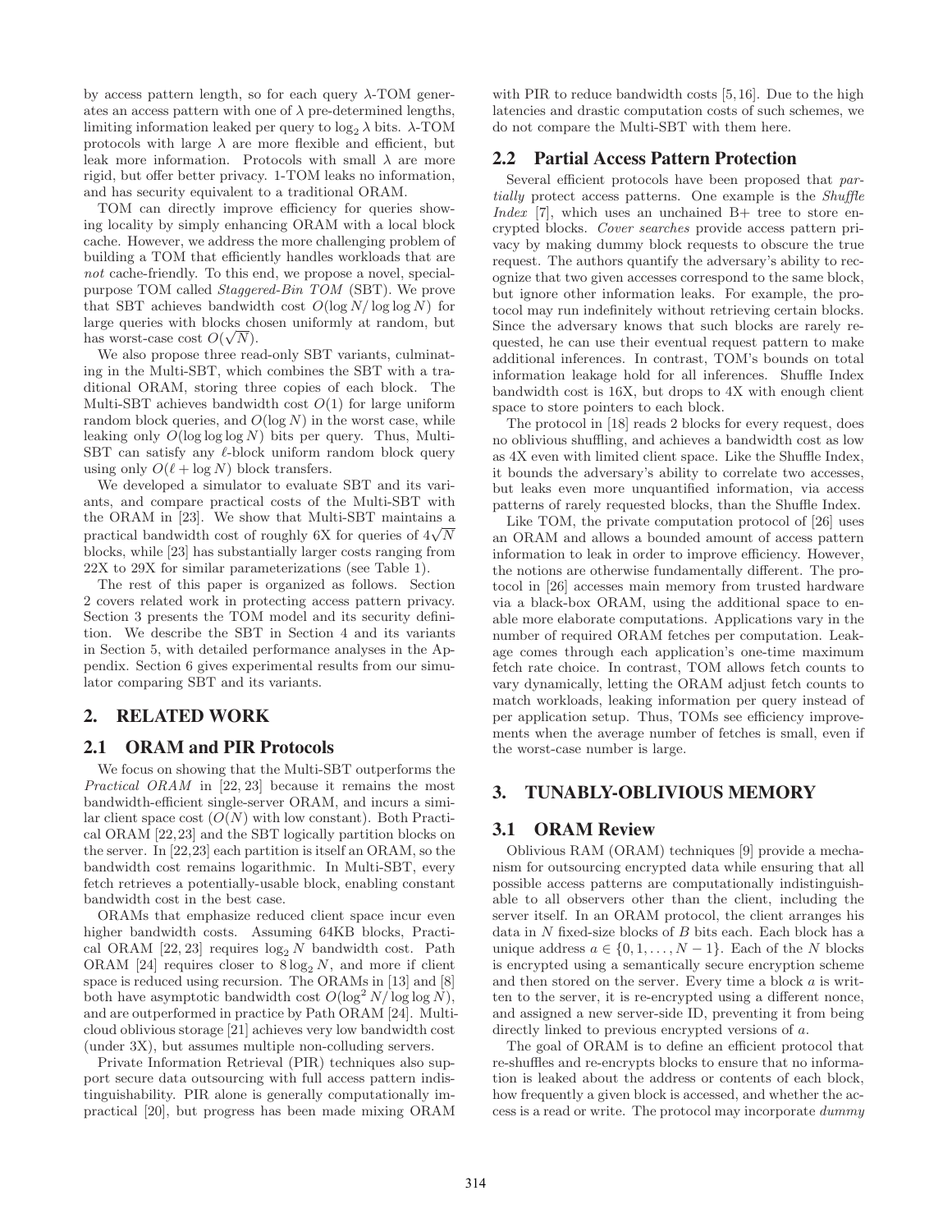by access pattern length, so for each query $\lambda$-TOM generates an access pattern with one of $\lambda$ pre-determined lengths, limiting information leaked per query to $\log_2 \lambda$ bits. $\lambda$-TOM protocols with large $\lambda$ are more flexible and efficient, but leak more information. Protocols with small $\lambda$ are more rigid, but offer better privacy. 1-TOM leaks no information, and has security equivalent to a traditional ORAM.

TOM can directly improve efficiency for queries showing locality by simply enhancing ORAM with a local block cache. However, we address the more challenging problem of building a TOM that efficiently handles workloads that are *not* cache-friendly. To this end, we propose a novel, special-purpose TOM called *Staggered-Bin TOM* (SBT). We prove that SBT achieves bandwidth cost $O(\log N/\log\log N)$ for large queries with blocks chosen uniformly at random, but has worst-case cost $O(\sqrt{N})$.

We also propose three read-only SBT variants, culminating in the Multi-SBT, which combines the SBT with a traditional ORAM, storing three copies of each block. The Multi-SBT achieves bandwidth cost $O(1)$ for large uniform random block queries, and $O(\log N)$ in the worst case, while leaking only $O(\log\log\log N)$ bits per query. Thus, Multi-SBT can satisfy any $\ell$-block uniform random block query using only $O(\ell + \log N)$ block transfers.

We developed a simulator to evaluate SBT and its variants, and compare practical costs of the Multi-SBT with the ORAM in [23]. We show that Multi-SBT maintains a practical bandwidth cost of roughly 6X for queries of $4\sqrt{N}$ blocks, while [23] has substantially larger costs ranging from 22X to 29X for similar parameterizations (see Table 1).

The rest of this paper is organized as follows. Section 2 covers related work in protecting access pattern privacy. Section 3 presents the TOM model and its security definition. We describe the SBT in Section 4 and its variants in Section 5, with detailed performance analyses in the Appendix. Section 6 gives experimental results from our simulator comparing SBT and its variants.

## 2. RELATED WORK

### 2.1 ORAM and PIR Protocols

We focus on showing that the Multi-SBT outperforms the *Practical ORAM* in [22, 23] because it remains the most bandwidth-efficient single-server ORAM, and incurs a similar client space cost ($O(N)$ with low constant). Both Practical ORAM [22,23] and the SBT logically partition blocks on the server. In [22,23] each partition is itself an ORAM, so the bandwidth cost remains logarithmic. In Multi-SBT, every fetch retrieves a potentially-usable block, enabling constant bandwidth cost in the best case.

ORAMs that emphasize reduced client space incur even higher bandwidth costs. Assuming 64KB blocks, Practical ORAM [22, 23] requires $\log_2 N$ bandwidth cost. Path ORAM [24] requires closer to $8\log_2 N$, and more if client space is reduced using recursion. The ORAMs in [13] and [8] both have asymptotic bandwidth cost $O(\log^2 N/\log\log N)$, and are outperformed in practice by Path ORAM [24]. Multi-cloud oblivious storage [21] achieves very low bandwidth cost (under 3X), but assumes multiple non-colluding servers.

Private Information Retrieval (PIR) techniques also support secure data outsourcing with full access pattern indistinguishability. PIR alone is generally computationally impractical [20], but progress has been made mixing ORAM with PIR to reduce bandwidth costs [5,16]. Due to the high latencies and drastic computation costs of such schemes, we do not compare the Multi-SBT with them here.

### 2.2 Partial Access Pattern Protection

Several efficient protocols have been proposed that *partially* protect access patterns. One example is the *Shuffle Index* [7], which uses an unchained B+ tree to store encrypted blocks. *Cover searches* provide access pattern privacy by making dummy block requests to obscure the true request. The authors quantify the adversary's ability to recognize that two given accesses correspond to the same block, but ignore other information leaks. For example, the protocol may run indefinitely without retrieving certain blocks. Since the adversary knows that such blocks are rarely requested, he can use their eventual request pattern to make additional inferences. In contrast, TOM's bounds on total information leakage hold for all inferences. Shuffle Index bandwidth cost is 16X, but drops to 4X with enough client space to store pointers to each block.

The protocol in [18] reads 2 blocks for every request, does no oblivious shuffling, and achieves a bandwidth cost as low as 4X even with limited client space. Like the Shuffle Index, it bounds the adversary's ability to correlate two accesses, but leaks even more unquantified information, via access patterns of rarely requested blocks, than the Shuffle Index.

Like TOM, the private computation protocol of [26] uses an ORAM and allows a bounded amount of access pattern information to leak in order to improve efficiency. However, the notions are otherwise fundamentally different. The protocol in [26] accesses main memory from trusted hardware via a black-box ORAM, using the additional space to enable more elaborate computations. Applications vary in the number of required ORAM fetches per computation. Leakage comes through each application's one-time maximum fetch rate choice. In contrast, TOM allows fetch counts to vary dynamically, letting the ORAM adjust fetch counts to match workloads, leaking information per query instead of per application setup. Thus, TOMs see efficiency improvements when the average number of fetches is small, even if the worst-case number is large.

## 3. TUNABLY-OBLIVIOUS MEMORY

### 3.1 ORAM Review

Oblivious RAM (ORAM) techniques [9] provide a mechanism for outsourcing encrypted data while ensuring that all possible access patterns are computationally indistinguishable to all observers other than the client, including the server itself. In an ORAM protocol, the client arranges his data in $N$ fixed-size blocks of $B$ bits each. Each block has a unique address $a \in \{0, 1, \ldots, N-1\}$. Each of the $N$ blocks is encrypted using a semantically secure encryption scheme and then stored on the server. Every time a block $a$ is written to the server, it is re-encrypted using a different nonce, and assigned a new server-side ID, preventing it from being directly linked to previous encrypted versions of $a$.

The goal of ORAM is to define an efficient protocol that re-shuffles and re-encrypts blocks to ensure that no information is leaked about the address or contents of each block, how frequently a given block is accessed, and whether the access is a read or write. The protocol may incorporate *dummy*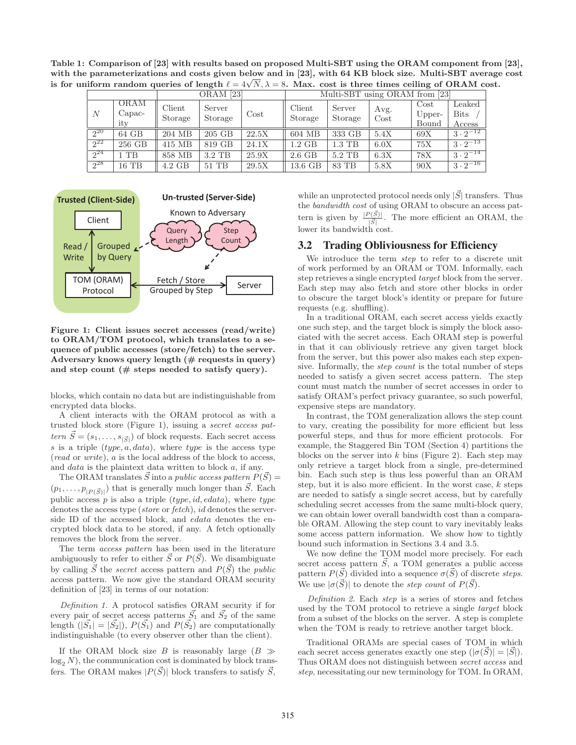**Table 1: Comparison of [23] with results based on proposed Multi-SBT using the ORAM component from [23], with the parameterizations and costs given below and in [23], with 64 KB block size. Multi-SBT average cost is for uniform random queries of length $\ell = 4\sqrt{N}, \lambda = 8$. Max. cost is three times ceiling of ORAM cost.**

| | | ORAM [23] | | | Multi-SBT using ORAM from [23] | | | | |
|---|---|---|---|---|---|---|---|---|---|
| $N$ | ORAM Capacity | Client Storage | Server Storage | Cost | Client Storage | Server Storage | Avg. Cost | Cost Upper-Bound | Leaked Bits / Access |
| $2^{20}$ | 64 GB | 204 MB | 205 GB | 22.5X | 604 MB | 333 GB | 5.4X | 69X | $3 \cdot 2^{-12}$ |
| $2^{22}$ | 256 GB | 415 MB | 819 GB | 24.1X | 1.2 GB | 1.3 TB | 6.0X | 75X | $3 \cdot 2^{-13}$ |
| $2^{24}$ | 1 TB | 858 MB | 3.2 TB | 25.9X | 2.6 GB | 5.2 TB | 6.3X | 78X | $3 \cdot 2^{-14}$ |
| $2^{28}$ | 16 TB | 4.2 GB | 51 TB | 29.5X | 13.6 GB | 83 TB | 5.8X | 90X | $3 \cdot 2^{-16}$ |

**Figure 1: Client issues secret accesses (read/write) to ORAM/TOM protocol, which translates to a sequence of public accesses (store/fetch) to the server. Adversary knows query length (# requests in query) and step count (# steps needed to satisfy query).**

blocks, which contain no data but are indistinguishable from encrypted data blocks.

A client interacts with the ORAM protocol as with a trusted block store (Figure 1), issuing a *secret access pattern* $\vec{S} = (s_1, \ldots, s_{|\vec{S}|})$ of block requests. Each secret access $s$ is a triple $(type, a, data)$, where *type* is the access type (*read* or *write*), $a$ is the local address of the block to access, and *data* is the plaintext data written to block $a$, if any.

The ORAM translates $\vec{S}$ into a *public access pattern* $P(\vec{S}) = (p_1, \ldots, p_{|P(\vec{S})|})$ that is generally much longer than $\vec{S}$. Each public access $p$ is also a triple $(type, id, edata)$, where *type* denotes the access type (*store* or *fetch*), *id* denotes the server-side ID of the accessed block, and *edata* denotes the encrypted block data to be stored, if any. A fetch optionally removes the block from the server.

The term *access pattern* has been used in the literature ambiguously to refer to either $\vec{S}$ or $P(\vec{S})$. We disambiguate by calling $\vec{S}$ the *secret* access pattern and $P(\vec{S})$ the *public* access pattern. We now give the standard ORAM security definition of [23] in terms of our notation:

*Definition 1.* A protocol satisfies ORAM security if for every pair of secret access patterns $\vec{S_1}$ and $\vec{S_2}$ of the same length ($|\vec{S_1}| = |\vec{S_2}|$), $P(\vec{S_1})$ and $P(\vec{S_2})$ are computationally indistinguishable (to every observer other than the client).

If the ORAM block size $B$ is reasonably large ($B \gg \log_2 N$), the communication cost is dominated by block transfers. The ORAM makes $|P(\vec{S})|$ block transfers to satisfy $\vec{S}$, while an unprotected protocol needs only $|\vec{S}|$ transfers. Thus the *bandwidth cost* of using ORAM to obscure an access pattern is given by $\frac{|P(\vec{S})|}{|\vec{S}|}$. The more efficient an ORAM, the lower its bandwidth cost.

## 3.2 Trading Obliviousness for Efficiency

We introduce the term *step* to refer to a discrete unit of work performed by an ORAM or TOM. Informally, each step retrieves a single encrypted *target* block from the server. Each step may also fetch and store other blocks in order to obscure the target block's identity or prepare for future requests (e.g. shuffling).

In a traditional ORAM, each secret access yields exactly one such step, and the target block is simply the block associated with the secret access. Each ORAM step is powerful in that it can obliviously retrieve any given target block from the server, but this power also makes each step expensive. Informally, the *step count* is the total number of steps needed to satisfy a given secret access pattern. The step count must match the number of secret accesses in order to satisfy ORAM's perfect privacy guarantee, so such powerful, expensive steps are mandatory.

In contrast, the TOM generalization allows the step count to vary, creating the possibility for more efficient but less powerful steps, and thus for more efficient protocols. For example, the Staggered Bin TOM (Section 4) partitions the blocks on the server into $k$ bins (Figure 2). Each step may only retrieve a target block from a single, pre-determined bin. Each such step is thus less powerful than an ORAM step, but it is also more efficient. In the worst case, $k$ steps are needed to satisfy a single secret access, but by carefully scheduling secret accesses from the same multi-block query, we can obtain lower overall bandwidth cost than a comparable ORAM. Allowing the step count to vary inevitably leaks some access pattern information. We show how to tightly bound such information in Sections 3.4 and 3.5.

We now define the TOM model more precisely. For each secret access pattern $\vec{S}$, a TOM generates a public access pattern $P(\vec{S})$ divided into a sequence $\sigma(\vec{S})$ of discrete *steps*. We use $|\sigma(\vec{S})|$ to denote the *step count* of $P(\vec{S})$.

*Definition 2.* Each *step* is a series of stores and fetches used by the TOM protocol to retrieve a single *target* block from a subset of the blocks on the server. A step is complete when the TOM is ready to retrieve another target block.

Traditional ORAMs are special cases of TOM in which each secret access generates exactly one step ($|\sigma(\vec{S})| = |\vec{S}|$). Thus ORAM does not distinguish between *secret access* and *step*, necessitating our new terminology for TOM. In ORAM,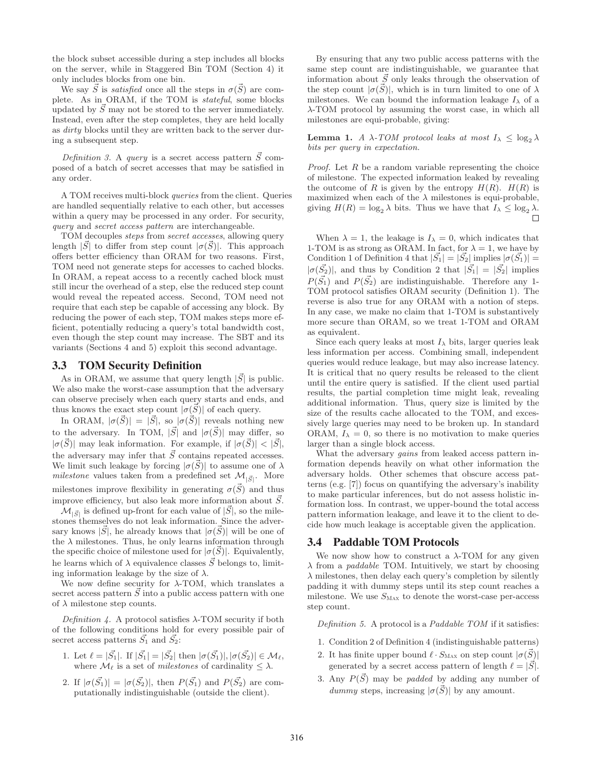the block subset accessible during a step includes all blocks on the server, while in Staggered Bin TOM (Section 4) it only includes blocks from one bin.

We say $\vec{S}$ is *satisfied* once all the steps in $\sigma(\vec{S})$ are complete. As in ORAM, if the TOM is *stateful*, some blocks updated by $\vec{S}$ may not be stored to the server immediately. Instead, even after the step completes, they are held locally as *dirty* blocks until they are written back to the server during a subsequent step.

*Definition 3.* A *query* is a secret access pattern $\vec{S}$ composed of a batch of secret accesses that may be satisfied in any order.

A TOM receives multi-block *queries* from the client. Queries are handled sequentially relative to each other, but accesses within a query may be processed in any order. For security, *query* and *secret access pattern* are interchangeable.

TOM decouples *steps* from *secret accesses*, allowing query length $|\vec{S}|$ to differ from step count $|\sigma(\vec{S})|$. This approach offers better efficiency than ORAM for two reasons. First, TOM need not generate steps for accesses to cached blocks. In ORAM, a repeat access to a recently cached block must still incur the overhead of a step, else the reduced step count would reveal the repeated access. Second, TOM need not require that each step be capable of accessing any block. By reducing the power of each step, TOM makes steps more efficient, potentially reducing a query's total bandwidth cost, even though the step count may increase. The SBT and its variants (Sections 4 and 5) exploit this second advantage.

## 3.3 TOM Security Definition

As in ORAM, we assume that query length $|\vec{S}|$ is public. We also make the worst-case assumption that the adversary can observe precisely when each query starts and ends, and thus knows the exact step count $|\sigma(\vec{S})|$ of each query.

In ORAM, $|\sigma(\vec{S})| = |\vec{S}|$, so $|\sigma(\vec{S})|$ reveals nothing new to the adversary. In TOM, $|\vec{S}|$ and $|\sigma(\vec{S})|$ may differ, so $|\sigma(\vec{S})|$ may leak information. For example, if $|\sigma(\vec{S})| < |\vec{S}|$, the adversary may infer that $\vec{S}$ contains repeated accesses. We limit such leakage by forcing $|\sigma(\vec{S})|$ to assume one of $\lambda$ *milestone* values taken from a predefined set $\mathcal{M}_{|\vec{S}|}$. More milestones improve flexibility in generating $\sigma(\vec{S})$ and thus improve efficiency, but also leak more information about $\vec{S}$.

$\mathcal{M}_{|\vec{S}|}$ is defined up-front for each value of $|\vec{S}|$, so the milestones themselves do not leak information. Since the adversary knows $|\vec{S}|$, he already knows that $|\sigma(\vec{S})|$ will be one of the $\lambda$ milestones. Thus, he only learns information through the specific choice of milestone used for $|\sigma(\vec{S})|$. Equivalently, he learns which of $\lambda$ equivalence classes $\vec{S}$ belongs to, limiting information leakage by the size of $\lambda$.

We now define security for $\lambda$-TOM, which translates a secret access pattern $\vec{S}$ into a public access pattern with one of $\lambda$ milestone step counts.

*Definition 4.* A protocol satisfies $\lambda$-TOM security if both of the following conditions hold for every possible pair of secret access patterns $\vec{S_1}$ and $\vec{S_2}$:

1. Let $\ell = |\vec{S_1}|$. If $|\vec{S_1}| = |\vec{S_2}|$ then $|\sigma(\vec{S_1})|, |\sigma(\vec{S_2})| \in \mathcal{M}_\ell$, where $\mathcal{M}_\ell$ is a set of *milestones* of cardinality $\leq \lambda$.
2. If $|\sigma(\vec{S_1})| = |\sigma(\vec{S_2})|$, then $P(\vec{S_1})$ and $P(\vec{S_2})$ are computationally indistinguishable (outside the client).

By ensuring that any two public access patterns with the same step count are indistinguishable, we guarantee that information about $\vec{S}$ only leaks through the observation of the step count $|\sigma(\vec{S})|$, which is in turn limited to one of $\lambda$ milestones. We can bound the information leakage $I_\lambda$ of a $\lambda$-TOM protocol by assuming the worst case, in which all milestones are equi-probable, giving:

**Lemma 1.** *A $\lambda$-TOM protocol leaks at most $I_\lambda \leq \log_2 \lambda$ bits per query in expectation.*

*Proof.* Let $R$ be a random variable representing the choice of milestone. The expected information leaked by revealing the outcome of $R$ is given by the entropy $H(R)$. $H(R)$ is maximized when each of the $\lambda$ milestones is equi-probable, giving $H(R) = \log_2 \lambda$ bits. Thus we have that $I_\lambda \leq \log_2 \lambda$. □

When $\lambda = 1$, the leakage is $I_\lambda = 0$, which indicates that 1-TOM is as strong as ORAM. In fact, for $\lambda = 1$, we have by Condition 1 of Definition 4 that $|\vec{S_1}| = |\vec{S_2}|$ implies $|\sigma(\vec{S_1})| = |\sigma(\vec{S_2})|$, and thus by Condition 2 that $|\vec{S_1}| = |\vec{S_2}|$ implies $P(\vec{S_1})$ and $P(\vec{S_2})$ are indistinguishable. Therefore any 1-TOM protocol satisfies ORAM security (Definition 1). The reverse is also true for any ORAM with a notion of steps. In any case, we make no claim that 1-TOM is substantively more secure than ORAM, so we treat 1-TOM and ORAM as equivalent.

Since each query leaks at most $I_\lambda$ bits, larger queries leak less information per access. Combining small, independent queries would reduce leakage, but may also increase latency. It is critical that no query results be released to the client until the entire query is satisfied. If the client used partial results, the partial completion time might leak, revealing additional information. Thus, query size is limited by the size of the results cache allocated to the TOM, and excessively large queries may need to be broken up. In standard ORAM, $I_\lambda = 0$, so there is no motivation to make queries larger than a single block access.

What the adversary *gains* from leaked access pattern information depends heavily on what other information the adversary holds. Other schemes that obscure access patterns (e.g. [7]) focus on quantifying the adversary's inability to make particular inferences, but do not assess holistic information loss. In contrast, we upper-bound the total access pattern information leakage, and leave it to the client to decide how much leakage is acceptable given the application.

## 3.4 Paddable TOM Protocols

We now show how to construct a $\lambda$-TOM for any given $\lambda$ from a *paddable* TOM. Intuitively, we start by choosing $\lambda$ milestones, then delay each query's completion by silently padding it with dummy steps until its step count reaches a milestone. We use $S_{\text{MAX}}$ to denote the worst-case per-access step count.

*Definition 5.* A protocol is a *Paddable TOM* if it satisfies:

1. Condition 2 of Definition 4 (indistinguishable patterns)
2. It has finite upper bound $\ell \cdot S_{\text{MAX}}$ on step count $|\sigma(\vec{S})|$ generated by a secret access pattern of length $\ell = |\vec{S}|$.
3. Any $P(\vec{S})$ may be *padded* by adding any number of *dummy* steps, increasing $|\sigma(\vec{S})|$ by any amount.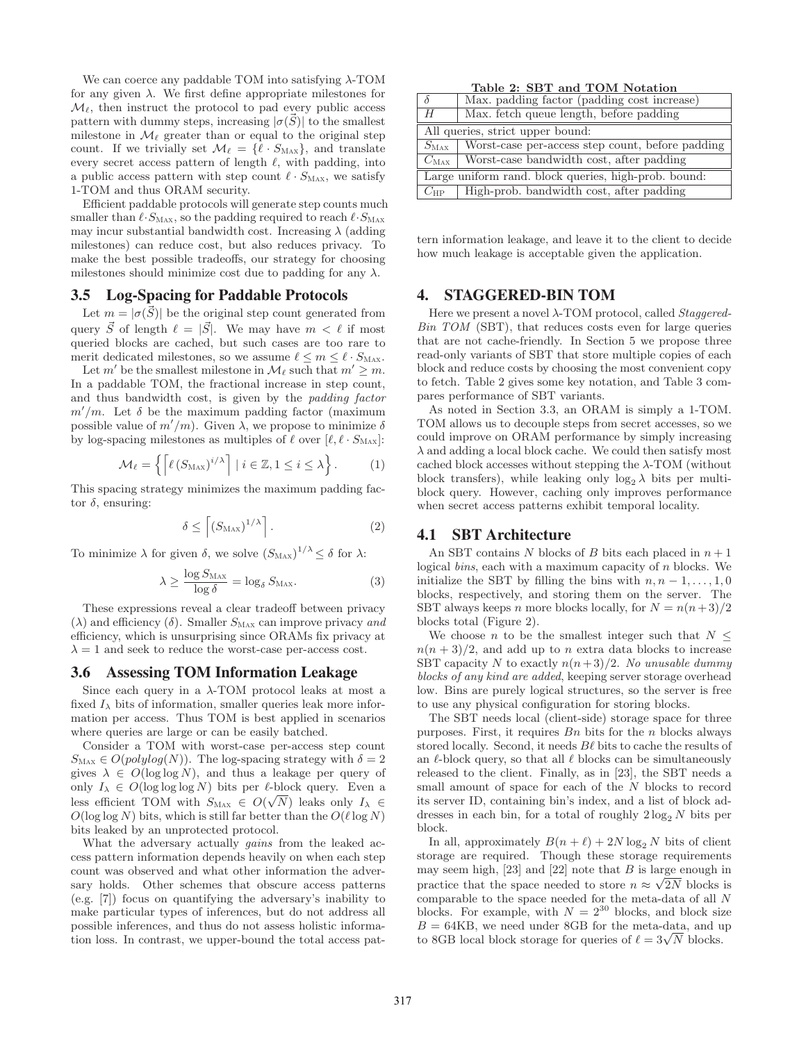We can coerce any paddable TOM into satisfying $\lambda$-TOM for any given $\lambda$. We first define appropriate milestones for $\mathcal{M}_\ell$, then instruct the protocol to pad every public access pattern with dummy steps, increasing $|\sigma(\vec{S})|$ to the smallest milestone in $\mathcal{M}_\ell$ greater than or equal to the original step count. If we trivially set $\mathcal{M}_\ell = \{\ell \cdot S_{\text{MAX}}\}$, and translate every secret access pattern of length $\ell$, with padding, into a public access pattern with step count $\ell \cdot S_{\text{MAX}}$, we satisfy 1-TOM and thus ORAM security.

Efficient paddable protocols will generate step counts much smaller than $\ell \cdot S_{\text{MAX}}$, so the padding required to reach $\ell \cdot S_{\text{MAX}}$ may incur substantial bandwidth cost. Increasing $\lambda$ (adding milestones) can reduce cost, but also reduces privacy. To make the best possible tradeoffs, our strategy for choosing milestones should minimize cost due to padding for any $\lambda$.

### 3.5 Log-Spacing for Paddable Protocols

Let $m = |\sigma(\vec{S})|$ be the original step count generated from query $\vec{S}$ of length $\ell = |\vec{S}|$. We may have $m < \ell$ if most queried blocks are cached, but such cases are too rare to merit dedicated milestones, so we assume $\ell \leq m \leq \ell \cdot S_{\text{MAX}}$.

Let $m'$ be the smallest milestone in $\mathcal{M}_\ell$ such that $m' \geq m$. In a paddable TOM, the fractional increase in step count, and thus bandwidth cost, is given by the *padding factor* $m'/m$. Let $\delta$ be the maximum padding factor (maximum possible value of $m'/m$). Given $\lambda$, we propose to minimize $\delta$ by log-spacing milestones as multiples of $\ell$ over $[\ell, \ell \cdot S_{\text{MAX}}]$:

$$\mathcal{M}_\ell = \left\{ \left\lceil \ell \left(S_{\text{MAX}}\right)^{i/\lambda} \right\rceil \mid i \in \mathbb{Z}, 1 \leq i \leq \lambda \right\}. \tag{1}$$

This spacing strategy minimizes the maximum padding factor $\delta$, ensuring:

$$\delta \leq \left\lceil \left(S_{\text{MAX}}\right)^{1/\lambda} \right\rceil. \tag{2}$$

To minimize $\lambda$ for given $\delta$, we solve $\left(S_{\text{MAX}}\right)^{1/\lambda} \leq \delta$ for $\lambda$:

$$\lambda \geq \frac{\log S_{\text{MAX}}}{\log \delta} = \log_\delta S_{\text{MAX}}. \tag{3}$$

These expressions reveal a clear tradeoff between privacy ($\lambda$) and efficiency ($\delta$). Smaller $S_{\text{MAX}}$ can improve privacy *and* efficiency, which is unsurprising since ORAMs fix privacy at $\lambda = 1$ and seek to reduce the worst-case per-access cost.

### 3.6 Assessing TOM Information Leakage

Since each query in a $\lambda$-TOM protocol leaks at most a fixed $I_\lambda$ bits of information, smaller queries leak more information per access. Thus TOM is best applied in scenarios where queries are large or can be easily batched.

Consider a TOM with worst-case per-access step count $S_{\text{MAX}} \in O(polylog(N))$. The log-spacing strategy with $\delta = 2$ gives $\lambda \in O(\log \log N)$, and thus a leakage per query of only $I_\lambda \in O(\log \log \log N)$ bits per $\ell$-block query. Even a less efficient TOM with $S_{\text{MAX}} \in O(\sqrt{N})$ leaks only $I_\lambda \in O(\log \log N)$ bits, which is still far better than the $O(\ell \log N)$ bits leaked by an unprotected protocol.

What the adversary actually *gains* from the leaked access pattern information depends heavily on when each step count was observed and what other information the adversary holds. Other schemes that obscure access patterns (e.g. [7]) focus on quantifying the adversary's inability to make particular types of inferences, but do not address all possible inferences, and thus do not assess holistic information loss. In contrast, we upper-bound the total access pattern information leakage, and leave it to the client to decide how much leakage is acceptable given the application.

**Table 2: SBT and TOM Notation**

| | |
|---|---|
| $\delta$ | Max. padding factor (padding cost increase) |
| $H$ | Max. fetch queue length, before padding |
| All queries, strict upper bound: | |
| $S_{\text{MAX}}$ | Worst-case per-access step count, before padding |
| $C_{\text{MAX}}$ | Worst-case bandwidth cost, after padding |
| Large uniform rand. block queries, high-prob. bound: | |
| $C_{\text{HP}}$ | High-prob. bandwidth cost, after padding |

## 4. STAGGERED-BIN TOM

Here we present a novel $\lambda$-TOM protocol, called *Staggered-Bin TOM* (SBT), that reduces costs even for large queries that are not cache-friendly. In Section 5 we propose three read-only variants of SBT that store multiple copies of each block and reduce costs by choosing the most convenient copy to fetch. Table 2 gives some key notation, and Table 3 compares performance of SBT variants.

As noted in Section 3.3, an ORAM is simply a 1-TOM. TOM allows us to decouple steps from secret accesses, so we could improve on ORAM performance by simply increasing $\lambda$ and adding a local block cache. We could then satisfy most cached block accesses without stepping the $\lambda$-TOM (without block transfers), while leaking only $\log_2 \lambda$ bits per multi-block query. However, caching only improves performance when secret access patterns exhibit temporal locality.

### 4.1 SBT Architecture

An SBT contains $N$ blocks of $B$ bits each placed in $n+1$ logical *bins*, each with a maximum capacity of $n$ blocks. We initialize the SBT by filling the bins with $n, n-1, \ldots, 1, 0$ blocks, respectively, and storing them on the server. The SBT always keeps $n$ more blocks locally, for $N = n(n+3)/2$ blocks total (Figure 2).

We choose $n$ to be the smallest integer such that $N \leq n(n+3)/2$, and add up to $n$ extra data blocks to increase SBT capacity $N$ to exactly $n(n+3)/2$. *No unusable dummy blocks of any kind are added*, keeping server storage overhead low. Bins are purely logical structures, so the server is free to use any physical configuration for storing blocks.

The SBT needs local (client-side) storage space for three purposes. First, it requires $Bn$ bits for the $n$ blocks always stored locally. Second, it needs $B\ell$ bits to cache the results of an $\ell$-block query, so that all $\ell$ blocks can be simultaneously released to the client. Finally, as in [23], the SBT needs a small amount of space for each of the $N$ blocks to record its server ID, containing bin's index, and a list of block addresses in each bin, for a total of roughly $2 \log_2 N$ bits per block.

In all, approximately $B(n+\ell) + 2N \log_2 N$ bits of client storage are required. Though these storage requirements may seem high, [23] and [22] note that $B$ is large enough in practice that the space needed to store $n \approx \sqrt{2N}$ blocks is comparable to the space needed for the meta-data of all $N$ blocks. For example, with $N = 2^{30}$ blocks, and block size $B = 64$KB, we need under 8GB for the meta-data, and up to 8GB local block storage for queries of $\ell = 3\sqrt{N}$ blocks.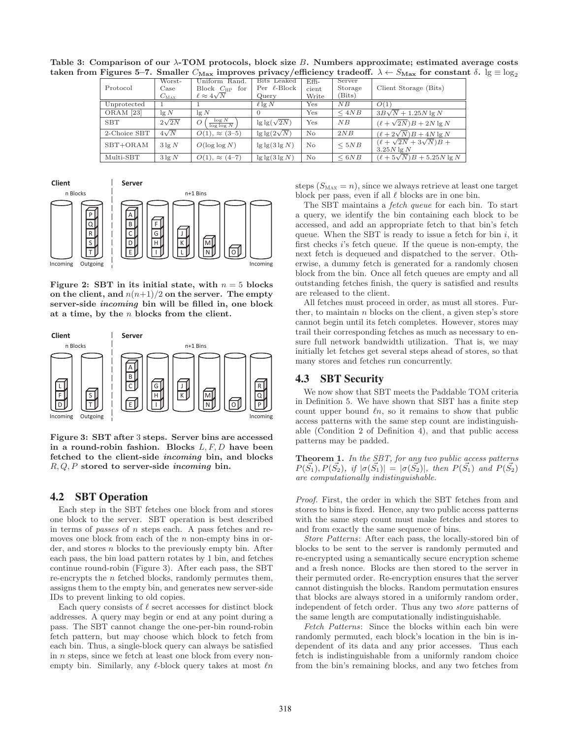**Table 3: Comparison of our λ-TOM protocols, block size $B$. Numbers approximate; estimated average costs taken from Figures 5–7. Smaller $C_{\mathbf{Max}}$ improves privacy/efficiency tradeoff. $\lambda \leftarrow S_{\mathbf{Max}}$ for constant $\delta$. $\lg \equiv \log_2$**

| Protocol | Worst-Case $C_{\text{Max}}$ | Uniform Rand. Block $C_{\text{HP}}$ for $\ell \approx 4\sqrt{N}$ | Bits Leaked Per $\ell$-Block Query | Efficient Write | Server Storage (Bits) | Client Storage (Bits) |
|---|---|---|---|---|---|---|
| Unprotected | 1 | 1 | $\ell \lg N$ | Yes | $NB$ | $O(1)$ |
| ORAM [23] | $\lg N$ | $\lg N$ | 0 | Yes | $\leq 4NB$ | $3B\sqrt{N} + 1.25N \lg N$ |
| SBT | $2\sqrt{2N}$ | $O\left(\frac{\log N}{\log \log N}\right)$ | $\lg \lg(\sqrt{2N})$ | Yes | $NB$ | $(\ell + \sqrt{2N})B + 2N \lg N$ |
| 2-Choice SBT | $4\sqrt{N}$ | $O(1)$, $\approx$ (3–5) | $\lg \lg(2\sqrt{N})$ | No | $2NB$ | $(\ell + 2\sqrt{N})B + 4N \lg N$ |
| SBT+ORAM | $3 \lg N$ | $O(\log \log N)$ | $\lg \lg(3 \lg N)$ | No | $\leq 5NB$ | $(\ell + \sqrt{2N} + 3\sqrt{N})B + 3.25N \lg N$ |
| Multi-SBT | $3 \lg N$ | $O(1)$, $\approx$ (4–7) | $\lg \lg(3 \lg N)$ | No | $\leq 6NB$ | $(\ell + 5\sqrt{N})B + 5.25N \lg N$ |

**Figure 2: SBT in its initial state, with $n = 5$ blocks on the client, and $n(n+1)/2$ on the server. The empty server-side *incoming* bin will be filled in, one block at a time, by the $n$ blocks from the client.**

**Figure 3: SBT after 3 steps. Server bins are accessed in a round-robin fashion. Blocks $L, F, D$ have been fetched to the client-side *incoming* bin, and blocks $R, Q, P$ stored to server-side *incoming* bin.**

## 4.2 SBT Operation

Each step in the SBT fetches one block from and stores one block to the server. SBT operation is best described in terms of *passes* of $n$ steps each. A pass fetches and removes one block from each of the $n$ non-empty bins in order, and stores $n$ blocks to the previously empty bin. After each pass, the bin load pattern rotates by 1 bin, and fetches continue round-robin (Figure 3). After each pass, the SBT re-encrypts the $n$ fetched blocks, randomly permutes them, assigns them to the empty bin, and generates new server-side IDs to prevent linking to old copies.

Each query consists of $\ell$ secret accesses for distinct block addresses. A query may begin or end at any point during a pass. The SBT cannot change the one-per-bin round-robin fetch pattern, but may choose which block to fetch from each bin. Thus, a single-block query can always be satisfied in $n$ steps, since we fetch at least one block from every non-empty bin. Similarly, any $\ell$-block query takes at most $\ell n$ steps ($S_{\text{Max}} = n$), since we always retrieve at least one target block per pass, even if all $\ell$ blocks are in one bin.

The SBT maintains a *fetch queue* for each bin. To start a query, we identify the bin containing each block to be accessed, and add an appropriate fetch to that bin's fetch queue. When the SBT is ready to issue a fetch for bin $i$, it first checks $i$'s fetch queue. If the queue is non-empty, the next fetch is dequeued and dispatched to the server. Otherwise, a dummy fetch is generated for a randomly chosen block from the bin. Once all fetch queues are empty and all outstanding fetches finish, the query is satisfied and results are released to the client.

All fetches must proceed in order, as must all stores. Further, to maintain $n$ blocks on the client, a given step's store cannot begin until its fetch completes. However, stores may trail their corresponding fetches as much as necessary to ensure full network bandwidth utilization. That is, we may initially let fetches get several steps ahead of stores, so that many stores and fetches run concurrently.

## 4.3 SBT Security

We now show that SBT meets the Paddable TOM criteria in Definition 5. We have shown that SBT has a finite step count upper bound $\ell n$, so it remains to show that public access patterns with the same step count are indistinguishable (Condition 2 of Definition 4), and that public access patterns may be padded.

**Theorem 1.** *In the SBT, for any two public access patterns $P(\vec{S_1}), P(\vec{S_2})$, if $|\sigma(\vec{S_1})| = |\sigma(\vec{S_2})|$, then $P(\vec{S_1})$ and $P(\vec{S_2})$ are computationally indistinguishable.*

*Proof.* First, the order in which the SBT fetches from and stores to bins is fixed. Hence, any two public access patterns with the same step count must make fetches and stores to and from exactly the same sequence of bins.

*Store Patterns*: After each pass, the locally-stored bin of blocks to be sent to the server is randomly permuted and re-encrypted using a semantically secure encryption scheme and a fresh nonce. Blocks are then stored to the server in their permuted order. Re-encryption ensures that the server cannot distinguish the blocks. Random permutation ensures that blocks are always stored in a uniformly random order, independent of fetch order. Thus any two *store* patterns of the same length are computationally indistinguishable.

*Fetch Patterns*: Since the blocks within each bin were randomly permuted, each block's location in the bin is independent of its data and any prior accesses. Thus each fetch is indistinguishable from a uniformly random choice from the bin's remaining blocks, and any two fetches from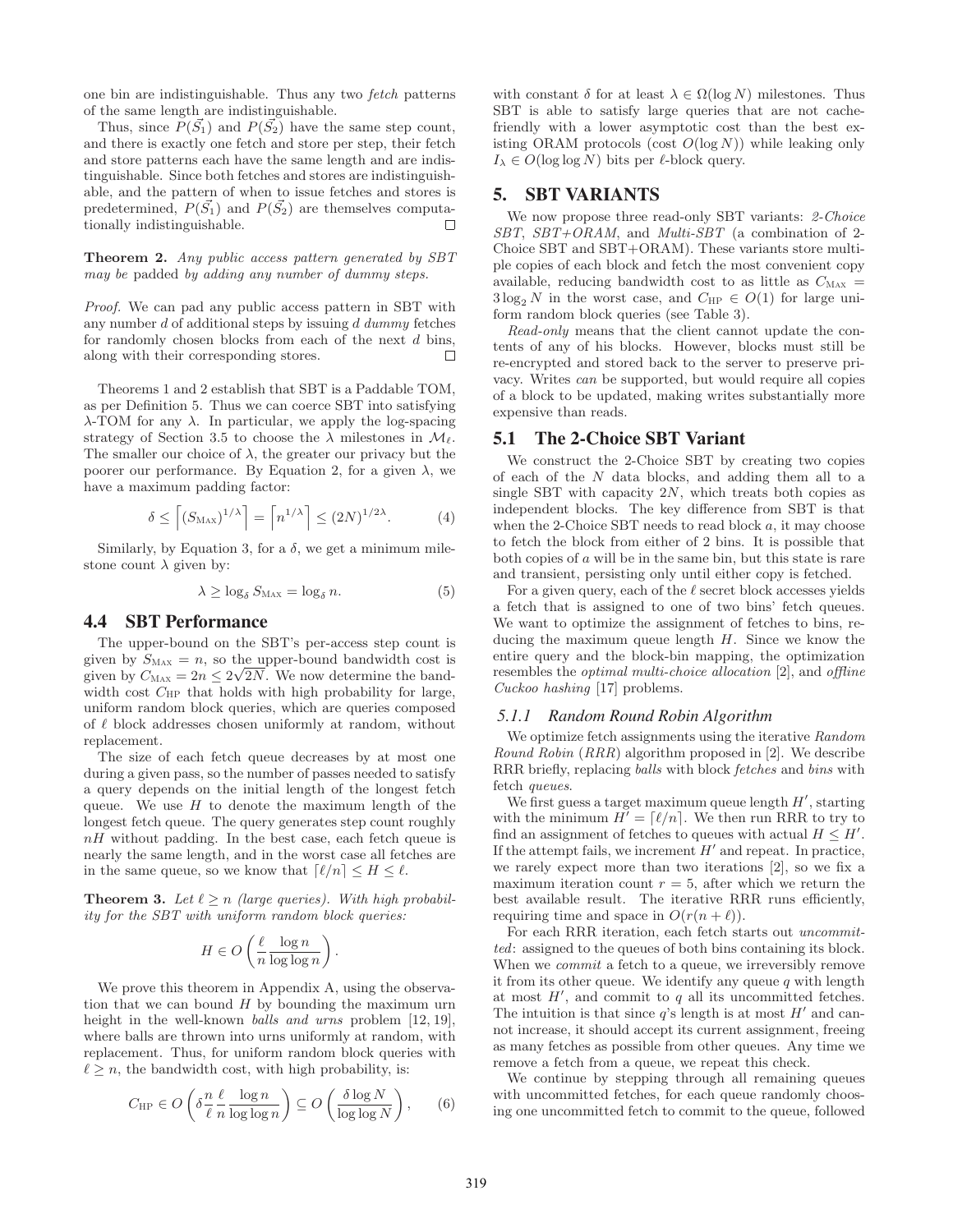one bin are indistinguishable. Thus any two *fetch* patterns of the same length are indistinguishable.

Thus, since $P(\vec{S_1})$ and $P(\vec{S_2})$ have the same step count, and there is exactly one fetch and store per step, their fetch and store patterns each have the same length and are indistinguishable. Since both fetches and stores are indistinguishable, and the pattern of when to issue fetches and stores is predetermined, $P(\vec{S_1})$ and $P(\vec{S_2})$ are themselves computationally indistinguishable. □

**Theorem 2.** *Any public access pattern generated by SBT may be* padded *by adding any number of dummy steps.*

*Proof.* We can pad any public access pattern in SBT with any number $d$ of additional steps by issuing $d$ *dummy* fetches for randomly chosen blocks from each of the next $d$ bins, along with their corresponding stores. □

Theorems 1 and 2 establish that SBT is a Paddable TOM, as per Definition 5. Thus we can coerce SBT into satisfying $\lambda$-TOM for any $\lambda$. In particular, we apply the log-spacing strategy of Section 3.5 to choose the $\lambda$ milestones in $\mathcal{M}_\ell$. The smaller our choice of $\lambda$, the greater our privacy but the poorer our performance. By Equation 2, for a given $\lambda$, we have a maximum padding factor:

$$\delta \leq \left\lceil (S_{\text{MAX}})^{1/\lambda} \right\rceil = \left\lceil n^{1/\lambda} \right\rceil \leq (2N)^{1/2\lambda}. \quad (4)$$

Similarly, by Equation 3, for a $\delta$, we get a minimum milestone count $\lambda$ given by:

$$\lambda \geq \log_\delta S_{\text{MAX}} = \log_\delta n. \quad (5)$$

## 4.4 SBT Performance

The upper-bound on the SBT's per-access step count is given by $S_{\text{MAX}} = n$, so the upper-bound bandwidth cost is given by $C_{\text{MAX}} = 2n \leq 2\sqrt{2N}$. We now determine the bandwidth cost $C_{\text{HP}}$ that holds with high probability for large, uniform random block queries, which are queries composed of $\ell$ block addresses chosen uniformly at random, without replacement.

The size of each fetch queue decreases by at most one during a given pass, so the number of passes needed to satisfy a query depends on the initial length of the longest fetch queue. We use $H$ to denote the maximum length of the longest fetch queue. The query generates step count roughly $nH$ without padding. In the best case, each fetch queue is nearly the same length, and in the worst case all fetches are in the same queue, so we know that $\lceil \ell/n \rceil \leq H \leq \ell$.

**Theorem 3.** *Let $\ell \geq n$ (large queries). With high probability for the SBT with uniform random block queries:*

$$H \in O\left(\frac{\ell}{n}\frac{\log n}{\log\log n}\right).$$

We prove this theorem in Appendix A, using the observation that we can bound $H$ by bounding the maximum urn height in the well-known *balls and urns* problem [12, 19], where balls are thrown into urns uniformly at random, with replacement. Thus, for uniform random block queries with $\ell \geq n$, the bandwidth cost, with high probability, is:

$$C_{\text{HP}} \in O\left(\delta\frac{n}{\ell}\frac{\ell}{n}\frac{\log n}{\log\log n}\right) \subseteq O\left(\frac{\delta \log N}{\log\log N}\right), \quad (6)$$

with constant $\delta$ for at least $\lambda \in \Omega(\log N)$ milestones. Thus SBT is able to satisfy large queries that are not cache-friendly with a lower asymptotic cost than the best existing ORAM protocols (cost $O(\log N)$) while leaking only $I_\lambda \in O(\log\log N)$ bits per $\ell$-block query.

# 5. SBT VARIANTS

We now propose three read-only SBT variants: *2-Choice SBT*, *SBT+ORAM*, and *Multi-SBT* (a combination of 2-Choice SBT and SBT+ORAM). These variants store multiple copies of each block and fetch the most convenient copy available, reducing bandwidth cost to as little as $C_{\text{MAX}} = 3\log_2 N$ in the worst case, and $C_{\text{HP}} \in O(1)$ for large uniform random block queries (see Table 3).

*Read-only* means that the client cannot update the contents of any of his blocks. However, blocks must still be re-encrypted and stored back to the server to preserve privacy. Writes *can* be supported, but would require all copies of a block to be updated, making writes substantially more expensive than reads.

## 5.1 The 2-Choice SBT Variant

We construct the 2-Choice SBT by creating two copies of each of the $N$ data blocks, and adding them all to a single SBT with capacity $2N$, which treats both copies as independent blocks. The key difference from SBT is that when the 2-Choice SBT needs to read block $a$, it may choose to fetch the block from either of 2 bins. It is possible that both copies of $a$ will be in the same bin, but this state is rare and transient, persisting only until either copy is fetched.

For a given query, each of the $\ell$ secret block accesses yields a fetch that is assigned to one of two bins' fetch queues. We want to optimize the assignment of fetches to bins, reducing the maximum queue length $H$. Since we know the entire query and the block-bin mapping, the optimization resembles the *optimal multi-choice allocation* [2], and *offline Cuckoo hashing* [17] problems.

### 5.1.1 Random Round Robin Algorithm

We optimize fetch assignments using the iterative *Random Round Robin* (*RRR*) algorithm proposed in [2]. We describe RRR briefly, replacing *balls* with block *fetches* and *bins* with fetch *queues*.

We first guess a target maximum queue length $H'$, starting with the minimum $H' = \lceil \ell/n \rceil$. We then run RRR to try to find an assignment of fetches to queues with actual $H \leq H'$. If the attempt fails, we increment $H'$ and repeat. In practice, we rarely expect more than two iterations [2], so we fix a maximum iteration count $r = 5$, after which we return the best available result. The iterative RRR runs efficiently, requiring time and space in $O(r(n + \ell))$.

For each RRR iteration, each fetch starts out *uncommitted*: assigned to the queues of both bins containing its block. When we *commit* a fetch to a queue, we irreversibly remove it from its other queue. We identify any queue $q$ with length at most $H'$, and commit to $q$ all its uncommitted fetches. The intuition is that since $q$'s length is at most $H'$ and cannot increase, it should accept its current assignment, freeing as many fetches as possible from other queues. Any time we remove a fetch from a queue, we repeat this check.

We continue by stepping through all remaining queues with uncommitted fetches, for each queue randomly choosing one uncommitted fetch to commit to the queue, followed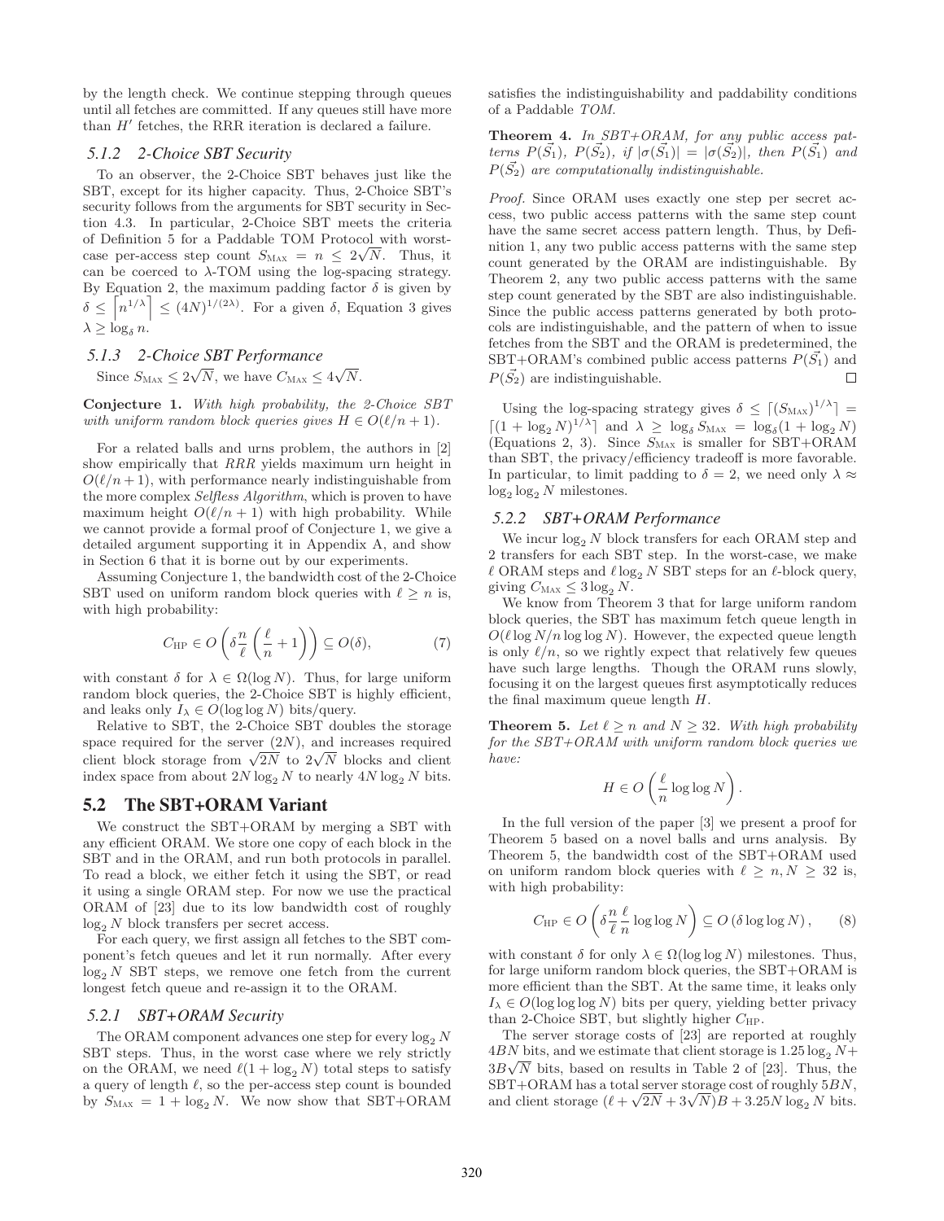by the length check. We continue stepping through queues until all fetches are committed. If any queues still have more than $H'$ fetches, the RRR iteration is declared a failure.

### 5.1.2 2-Choice SBT Security

To an observer, the 2-Choice SBT behaves just like the SBT, except for its higher capacity. Thus, 2-Choice SBT's security follows from the arguments for SBT security in Section 4.3. In particular, 2-Choice SBT meets the criteria of Definition 5 for a Paddable TOM Protocol with worst-case per-access step count $S_{\text{MAX}} = n \leq 2\sqrt{N}$. Thus, it can be coerced to $\lambda$-TOM using the log-spacing strategy. By Equation 2, the maximum padding factor $\delta$ is given by $\delta \leq \lceil n^{1/\lambda} \rceil \leq (4N)^{1/(2\lambda)}$. For a given $\delta$, Equation 3 gives $\lambda \geq \log_\delta n$.

### 5.1.3 2-Choice SBT Performance

Since $S_{\text{MAX}} \leq 2\sqrt{N}$, we have $C_{\text{MAX}} \leq 4\sqrt{N}$.

**Conjecture 1.** *With high probability, the 2-Choice SBT with uniform random block queries gives $H \in O(\ell/n + 1)$.*

For a related balls and urns problem, the authors in [2] show empirically that *RRR* yields maximum urn height in $O(\ell/n+1)$, with performance nearly indistinguishable from the more complex *Selfless Algorithm*, which is proven to have maximum height $O(\ell/n + 1)$ with high probability. While we cannot provide a formal proof of Conjecture 1, we give a detailed argument supporting it in Appendix A, and show in Section 6 that it is borne out by our experiments.

Assuming Conjecture 1, the bandwidth cost of the 2-Choice SBT used on uniform random block queries with $\ell \geq n$ is, with high probability:

$$C_{\text{HP}} \in O\left(\delta \frac{n}{\ell}\left(\frac{\ell}{n}+1\right)\right) \subseteq O(\delta), \tag{7}$$

with constant $\delta$ for $\lambda \in \Omega(\log N)$. Thus, for large uniform random block queries, the 2-Choice SBT is highly efficient, and leaks only $I_\lambda \in O(\log\log N)$ bits/query.

Relative to SBT, the 2-Choice SBT doubles the storage space required for the server $(2N)$, and increases required client block storage from $\sqrt{2N}$ to $2\sqrt{N}$ blocks and client index space from about $2N\log_2 N$ to nearly $4N\log_2 N$ bits.

## 5.2 The SBT+ORAM Variant

We construct the SBT+ORAM by merging a SBT with any efficient ORAM. We store one copy of each block in the SBT and in the ORAM, and run both protocols in parallel. To read a block, we either fetch it using the SBT, or read it using a single ORAM step. For now we use the practical ORAM of [23] due to its low bandwidth cost of roughly $\log_2 N$ block transfers per secret access.

For each query, we first assign all fetches to the SBT component's fetch queues and let it run normally. After every $\log_2 N$ SBT steps, we remove one fetch from the current longest fetch queue and re-assign it to the ORAM.

### 5.2.1 SBT+ORAM Security

The ORAM component advances one step for every $\log_2 N$ SBT steps. Thus, in the worst case where we rely strictly on the ORAM, we need $\ell(1+\log_2 N)$ total steps to satisfy a query of length $\ell$, so the per-access step count is bounded by $S_{\text{MAX}} = 1 + \log_2 N$. We now show that SBT+ORAM satisfies the indistinguishability and paddability conditions of a Paddable *TOM*.

**Theorem 4.** *In SBT+ORAM, for any public access patterns $P(\vec{S_1})$, $P(\vec{S_2})$, if $|\sigma(\vec{S_1})| = |\sigma(\vec{S_2})|$, then $P(\vec{S_1})$ and $P(\vec{S_2})$ are computationally indistinguishable.*

*Proof.* Since ORAM uses exactly one step per secret access, two public access patterns with the same step count have the same secret access pattern length. Thus, by Definition 1, any two public access patterns with the same step count generated by the ORAM are indistinguishable. By Theorem 2, any two public access patterns with the same step count generated by the SBT are also indistinguishable. Since the public access patterns generated by both protocols are indistinguishable, and the pattern of when to issue fetches from the SBT and the ORAM is predetermined, the SBT+ORAM's combined public access patterns $P(\vec{S_1})$ and $P(\vec{S_2})$ are indistinguishable. □

Using the log-spacing strategy gives $\delta \leq \lceil (S_{\text{MAX}})^{1/\lambda} \rceil = \lceil (1+\log_2 N)^{1/\lambda} \rceil$ and $\lambda \geq \log_\delta S_{\text{MAX}} = \log_\delta(1+\log_2 N)$ (Equations 2, 3). Since $S_{\text{MAX}}$ is smaller for SBT+ORAM than SBT, the privacy/efficiency tradeoff is more favorable. In particular, to limit padding to $\delta = 2$, we need only $\lambda \approx \log_2\log_2 N$ milestones.

### 5.2.2 SBT+ORAM Performance

We incur $\log_2 N$ block transfers for each ORAM step and 2 transfers for each SBT step. In the worst-case, we make $\ell$ ORAM steps and $\ell\log_2 N$ SBT steps for an $\ell$-block query, giving $C_{\text{MAX}} \leq 3\log_2 N$.

We know from Theorem 3 that for large uniform random block queries, the SBT has maximum fetch queue length in $O(\ell\log N/n\log\log N)$. However, the expected queue length is only $\ell/n$, so we rightly expect that relatively few queues have such large lengths. Though the ORAM runs slowly, focusing it on the largest queues first asymptotically reduces the final maximum queue length $H$.

**Theorem 5.** *Let $\ell \geq n$ and $N \geq 32$. With high probability for the SBT+ORAM with uniform random block queries we have:*

$$H \in O\left(\frac{\ell}{n}\log\log N\right).$$

In the full version of the paper [3] we present a proof for Theorem 5 based on a novel balls and urns analysis. By Theorem 5, the bandwidth cost of the SBT+ORAM used on uniform random block queries with $\ell \geq n, N \geq 32$ is, with high probability:

$$C_{\text{HP}} \in O\left(\delta\frac{n}{\ell}\frac{\ell}{n}\log\log N\right) \subseteq O\left(\delta\log\log N\right), \tag{8}$$

with constant $\delta$ for only $\lambda \in \Omega(\log\log N)$ milestones. Thus, for large uniform random block queries, the SBT+ORAM is more efficient than the SBT. At the same time, it leaks only $I_\lambda \in O(\log\log\log N)$ bits per query, yielding better privacy than 2-Choice SBT, but slightly higher $C_{\text{HP}}$.

The server storage costs of [23] are reported at roughly $4BN$ bits, and we estimate that client storage is $1.25\log_2 N + 3B\sqrt{N}$ bits, based on results in Table 2 of [23]. Thus, the SBT+ORAM has a total server storage cost of roughly $5BN$, and client storage $(\ell + \sqrt{2N} + 3\sqrt{N})B + 3.25N\log_2 N$ bits.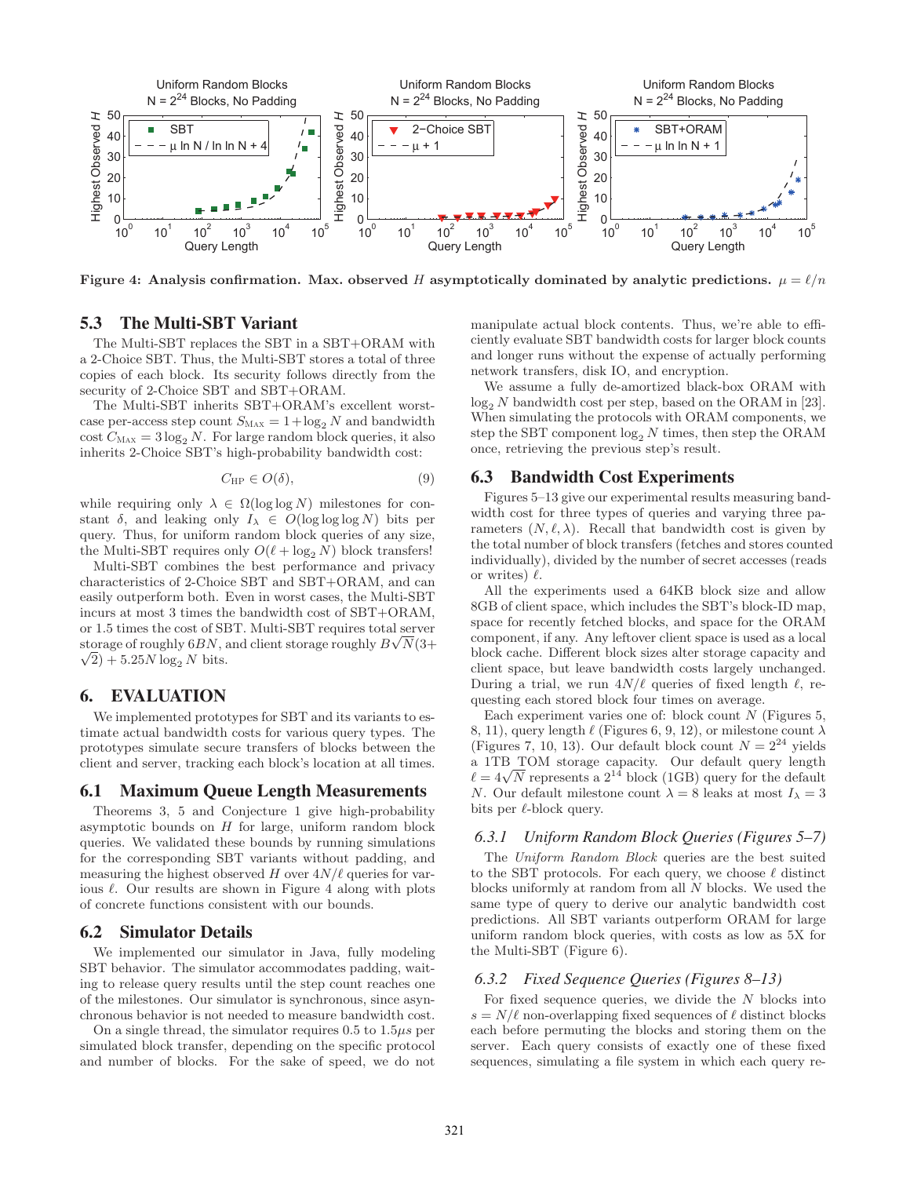Figure 4: Analysis confirmation. Max. observed $H$ asymptotically dominated by analytic predictions. $\mu = \ell/n$

## 5.3 The Multi-SBT Variant

The Multi-SBT replaces the SBT in a SBT+ORAM with a 2-Choice SBT. Thus, the Multi-SBT stores a total of three copies of each block. Its security follows directly from the security of 2-Choice SBT and SBT+ORAM.

The Multi-SBT inherits SBT+ORAM's excellent worst-case per-access step count $S_{\text{MAX}} = 1 + \log_2 N$ and bandwidth cost $C_{\text{MAX}} = 3 \log_2 N$. For large random block queries, it also inherits 2-Choice SBT's high-probability bandwidth cost:

$$C_{\text{HP}} \in O(\delta), \tag{9}$$

while requiring only $\lambda \in \Omega(\log \log N)$ milestones for constant $\delta$, and leaking only $I_\lambda \in O(\log \log \log N)$ bits per query. Thus, for uniform random block queries of any size, the Multi-SBT requires only $O(\ell + \log_2 N)$ block transfers!

Multi-SBT combines the best performance and privacy characteristics of 2-Choice SBT and SBT+ORAM, and can easily outperform both. Even in worst cases, the Multi-SBT incurs at most 3 times the bandwidth cost of SBT+ORAM, or 1.5 times the cost of SBT. Multi-SBT requires total server storage of roughly $6BN$, and client storage roughly $B\sqrt{N}(3+\sqrt{2}) + 5.25N \log_2 N$ bits.

# 6. EVALUATION

We implemented prototypes for SBT and its variants to estimate actual bandwidth costs for various query types. The prototypes simulate secure transfers of blocks between the client and server, tracking each block's location at all times.

## 6.1 Maximum Queue Length Measurements

Theorems 3, 5 and Conjecture 1 give high-probability asymptotic bounds on $H$ for large, uniform random block queries. We validated these bounds by running simulations for the corresponding SBT variants without padding, and measuring the highest observed $H$ over $4N/\ell$ queries for various $\ell$. Our results are shown in Figure 4 along with plots of concrete functions consistent with our bounds.

## 6.2 Simulator Details

We implemented our simulator in Java, fully modeling SBT behavior. The simulator accommodates padding, waiting to release query results until the step count reaches one of the milestones. Our simulator is synchronous, since asynchronous behavior is not needed to measure bandwidth cost.

On a single thread, the simulator requires 0.5 to 1.5$\mu s$ per simulated block transfer, depending on the specific protocol and number of blocks. For the sake of speed, we do not manipulate actual block contents. Thus, we're able to efficiently evaluate SBT bandwidth costs for larger block counts and longer runs without the expense of actually performing network transfers, disk IO, and encryption.

We assume a fully de-amortized black-box ORAM with $\log_2 N$ bandwidth cost per step, based on the ORAM in [23]. When simulating the protocols with ORAM components, we step the SBT component $\log_2 N$ times, then step the ORAM once, retrieving the previous step's result.

## 6.3 Bandwidth Cost Experiments

Figures 5–13 give our experimental results measuring bandwidth cost for three types of queries and varying three parameters $(N, \ell, \lambda)$. Recall that bandwidth cost is given by the total number of block transfers (fetches and stores counted individually), divided by the number of secret accesses (reads or writes) $\ell$.

All the experiments used a 64KB block size and allow 8GB of client space, which includes the SBT's block-ID map, space for recently fetched blocks, and space for the ORAM component, if any. Any leftover client space is used as a local block cache. Different block sizes alter storage capacity and client space, but leave bandwidth costs largely unchanged. During a trial, we run $4N/\ell$ queries of fixed length $\ell$, requesting each stored block four times on average.

Each experiment varies one of: block count $N$ (Figures 5, 8, 11), query length $\ell$ (Figures 6, 9, 12), or milestone count $\lambda$ (Figures 7, 10, 13). Our default block count $N = 2^{24}$ yields a 1TB TOM storage capacity. Our default query length $\ell = 4\sqrt{N}$ represents a $2^{14}$ block (1GB) query for the default $N$. Our default milestone count $\lambda = 8$ leaks at most $I_\lambda = 3$ bits per $\ell$-block query.

### 6.3.1 *Uniform Random Block Queries (Figures 5–7)*

The *Uniform Random Block* queries are the best suited to the SBT protocols. For each query, we choose $\ell$ distinct blocks uniformly at random from all $N$ blocks. We used the same type of query to derive our analytic bandwidth cost predictions. All SBT variants outperform ORAM for large uniform random block queries, with costs as low as 5X for the Multi-SBT (Figure 6).

### 6.3.2 *Fixed Sequence Queries (Figures 8–13)*

For fixed sequence queries, we divide the $N$ blocks into $s = N/\ell$ non-overlapping fixed sequences of $\ell$ distinct blocks each before permuting the blocks and storing them on the server. Each query consists of exactly one of these fixed sequences, simulating a file system in which each query re-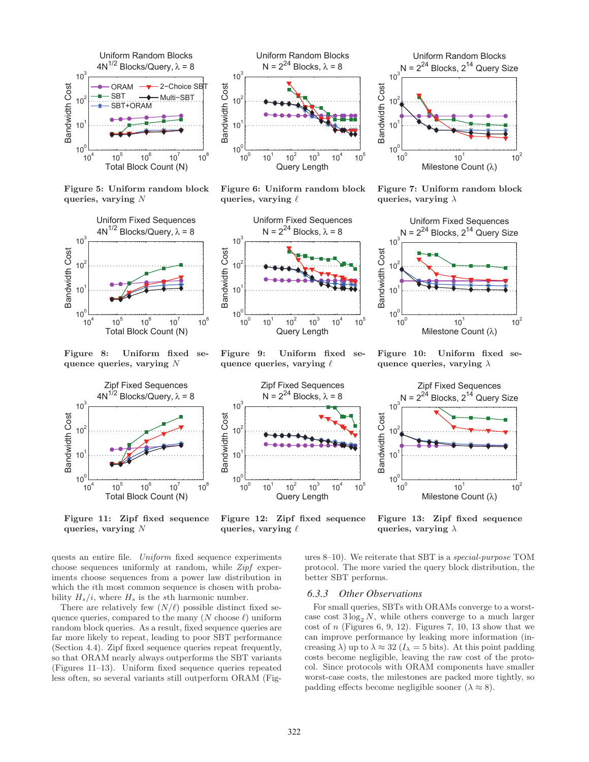Figure 5: Uniform random block queries, varying $N$

Figure 6: Uniform random block queries, varying $\ell$

Figure 7: Uniform random block queries, varying $\lambda$

Figure 8: Uniform fixed sequence queries, varying $N$

Figure 9: Uniform fixed sequence queries, varying $\ell$

Figure 10: Uniform fixed sequence queries, varying $\lambda$

Figure 11: Zipf fixed sequence queries, varying $N$

Figure 12: Zipf fixed sequence queries, varying $\ell$

Figure 13: Zipf fixed sequence queries, varying $\lambda$

quests an entire file. *Uniform* fixed sequence experiments choose sequences uniformly at random, while *Zipf* experiments choose sequences from a power law distribution in which the $i$th most common sequence is chosen with probability $H_s/i$, where $H_s$ is the $s$th harmonic number.

There are relatively few $(N/\ell)$ possible distinct fixed sequence queries, compared to the many ($N$ choose $\ell$) uniform random block queries. As a result, fixed sequence queries are far more likely to repeat, leading to poor SBT performance (Section 4.4). Zipf fixed sequence queries repeat frequently, so that ORAM nearly always outperforms the SBT variants (Figures 11–13). Uniform fixed sequence queries repeated less often, so several variants still outperform ORAM (Figures 8–10). We reiterate that SBT is a *special-purpose* TOM protocol. The more varied the query block distribution, the better SBT performs.

### 6.3.3 Other Observations

For small queries, SBTs with ORAMs converge to a worst-case cost $3 \log_2 N$, while others converge to a much larger cost of $n$ (Figures 6, 9, 12). Figures 7, 10, 13 show that we can improve performance by leaking more information (increasing $\lambda$) up to $\lambda \approx 32$ ($I_\lambda = 5$ bits). At this point padding costs become negligible, leaving the raw cost of the protocol. Since protocols with ORAM components have smaller worst-case costs, the milestones are packed more tightly, so padding effects become negligible sooner ($\lambda \approx 8$).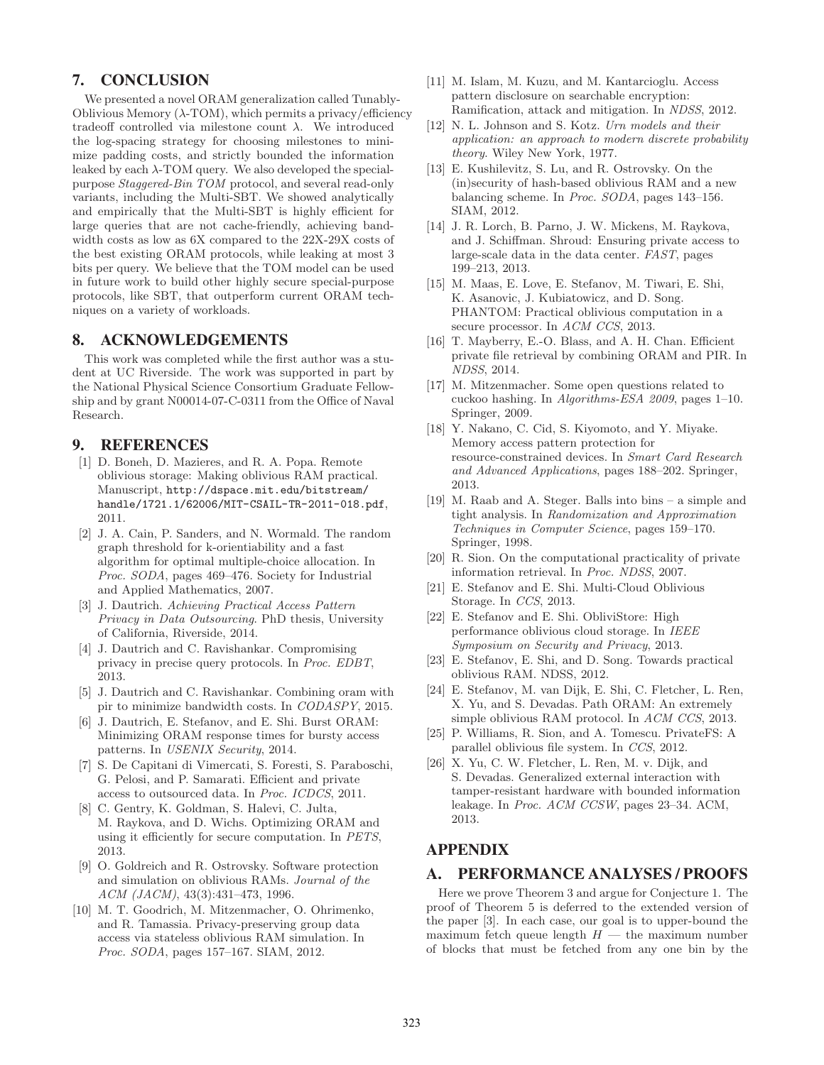## 7. CONCLUSION

We presented a novel ORAM generalization called Tunably-Oblivious Memory ($\lambda$-TOM), which permits a privacy/efficiency tradeoff controlled via milestone count $\lambda$. We introduced the log-spacing strategy for choosing milestones to minimize padding costs, and strictly bounded the information leaked by each $\lambda$-TOM query. We also developed the special-purpose *Staggered-Bin TOM* protocol, and several read-only variants, including the Multi-SBT. We showed analytically and empirically that the Multi-SBT is highly efficient for large queries that are not cache-friendly, achieving bandwidth costs as low as 6X compared to the 22X-29X costs of the best existing ORAM protocols, while leaking at most 3 bits per query. We believe that the TOM model can be used in future work to build other highly secure special-purpose protocols, like SBT, that outperform current ORAM techniques on a variety of workloads.

## 8. ACKNOWLEDGEMENTS

This work was completed while the first author was a student at UC Riverside. The work was supported in part by the National Physical Science Consortium Graduate Fellowship and by grant N00014-07-C-0311 from the Office of Naval Research.

## 9. REFERENCES

[1] D. Boneh, D. Mazieres, and R. A. Popa. Remote oblivious storage: Making oblivious RAM practical. Manuscript, `http://dspace.mit.edu/bitstream/handle/1721.1/62006/MIT-CSAIL-TR-2011-018.pdf`, 2011.

[2] J. A. Cain, P. Sanders, and N. Wormald. The random graph threshold for k-orientiability and a fast algorithm for optimal multiple-choice allocation. In *Proc. SODA*, pages 469–476. Society for Industrial and Applied Mathematics, 2007.

[3] J. Dautrich. *Achieving Practical Access Pattern Privacy in Data Outsourcing*. PhD thesis, University of California, Riverside, 2014.

[4] J. Dautrich and C. Ravishankar. Compromising privacy in precise query protocols. In *Proc. EDBT*, 2013.

[5] J. Dautrich and C. Ravishankar. Combining oram with pir to minimize bandwidth costs. In *CODASPY*, 2015.

[6] J. Dautrich, E. Stefanov, and E. Shi. Burst ORAM: Minimizing ORAM response times for bursty access patterns. In *USENIX Security*, 2014.

[7] S. De Capitani di Vimercati, S. Foresti, S. Paraboschi, G. Pelosi, and P. Samarati. Efficient and private access to outsourced data. In *Proc. ICDCS*, 2011.

[8] C. Gentry, K. Goldman, S. Halevi, C. Julta, M. Raykova, and D. Wichs. Optimizing ORAM and using it efficiently for secure computation. In *PETS*, 2013.

[9] O. Goldreich and R. Ostrovsky. Software protection and simulation on oblivious RAMs. *Journal of the ACM (JACM)*, 43(3):431–473, 1996.

[10] M. T. Goodrich, M. Mitzenmacher, O. Ohrimenko, and R. Tamassia. Privacy-preserving group data access via stateless oblivious RAM simulation. In *Proc. SODA*, pages 157–167. SIAM, 2012.

[11] M. Islam, M. Kuzu, and M. Kantarcioglu. Access pattern disclosure on searchable encryption: Ramification, attack and mitigation. In *NDSS*, 2012.

[12] N. L. Johnson and S. Kotz. *Urn models and their application: an approach to modern discrete probability theory*. Wiley New York, 1977.

[13] E. Kushilevitz, S. Lu, and R. Ostrovsky. On the (in)security of hash-based oblivious RAM and a new balancing scheme. In *Proc. SODA*, pages 143–156. SIAM, 2012.

[14] J. R. Lorch, B. Parno, J. W. Mickens, M. Raykova, and J. Schiffman. Shroud: Ensuring private access to large-scale data in the data center. *FAST*, pages 199–213, 2013.

[15] M. Maas, E. Love, E. Stefanov, M. Tiwari, E. Shi, K. Asanovic, J. Kubiatowicz, and D. Song. PHANTOM: Practical oblivious computation in a secure processor. In *ACM CCS*, 2013.

[16] T. Mayberry, E.-O. Blass, and A. H. Chan. Efficient private file retrieval by combining ORAM and PIR. In *NDSS*, 2014.

[17] M. Mitzenmacher. Some open questions related to cuckoo hashing. In *Algorithms-ESA 2009*, pages 1–10. Springer, 2009.

[18] Y. Nakano, C. Cid, S. Kiyomoto, and Y. Miyake. Memory access pattern protection for resource-constrained devices. In *Smart Card Research and Advanced Applications*, pages 188–202. Springer, 2013.

[19] M. Raab and A. Steger. Balls into bins – a simple and tight analysis. In *Randomization and Approximation Techniques in Computer Science*, pages 159–170. Springer, 1998.

[20] R. Sion. On the computational practicality of private information retrieval. In *Proc. NDSS*, 2007.

[21] E. Stefanov and E. Shi. Multi-Cloud Oblivious Storage. In *CCS*, 2013.

[22] E. Stefanov and E. Shi. ObliviStore: High performance oblivious cloud storage. In *IEEE Symposium on Security and Privacy*, 2013.

[23] E. Stefanov, E. Shi, and D. Song. Towards practical oblivious RAM. NDSS, 2012.

[24] E. Stefanov, M. van Dijk, E. Shi, C. Fletcher, L. Ren, X. Yu, and S. Devadas. Path ORAM: An extremely simple oblivious RAM protocol. In *ACM CCS*, 2013.

[25] P. Williams, R. Sion, and A. Tomescu. PrivateFS: A parallel oblivious file system. In *CCS*, 2012.

[26] X. Yu, C. W. Fletcher, L. Ren, M. v. Dijk, and S. Devadas. Generalized external interaction with tamper-resistant hardware with bounded information leakage. In *Proc. ACM CCSW*, pages 23–34. ACM, 2013.

## APPENDIX

## A. PERFORMANCE ANALYSES / PROOFS

Here we prove Theorem 3 and argue for Conjecture 1. The proof of Theorem 5 is deferred to the extended version of the paper [3]. In each case, our goal is to upper-bound the maximum fetch queue length $H$ — the maximum number of blocks that must be fetched from any one bin by the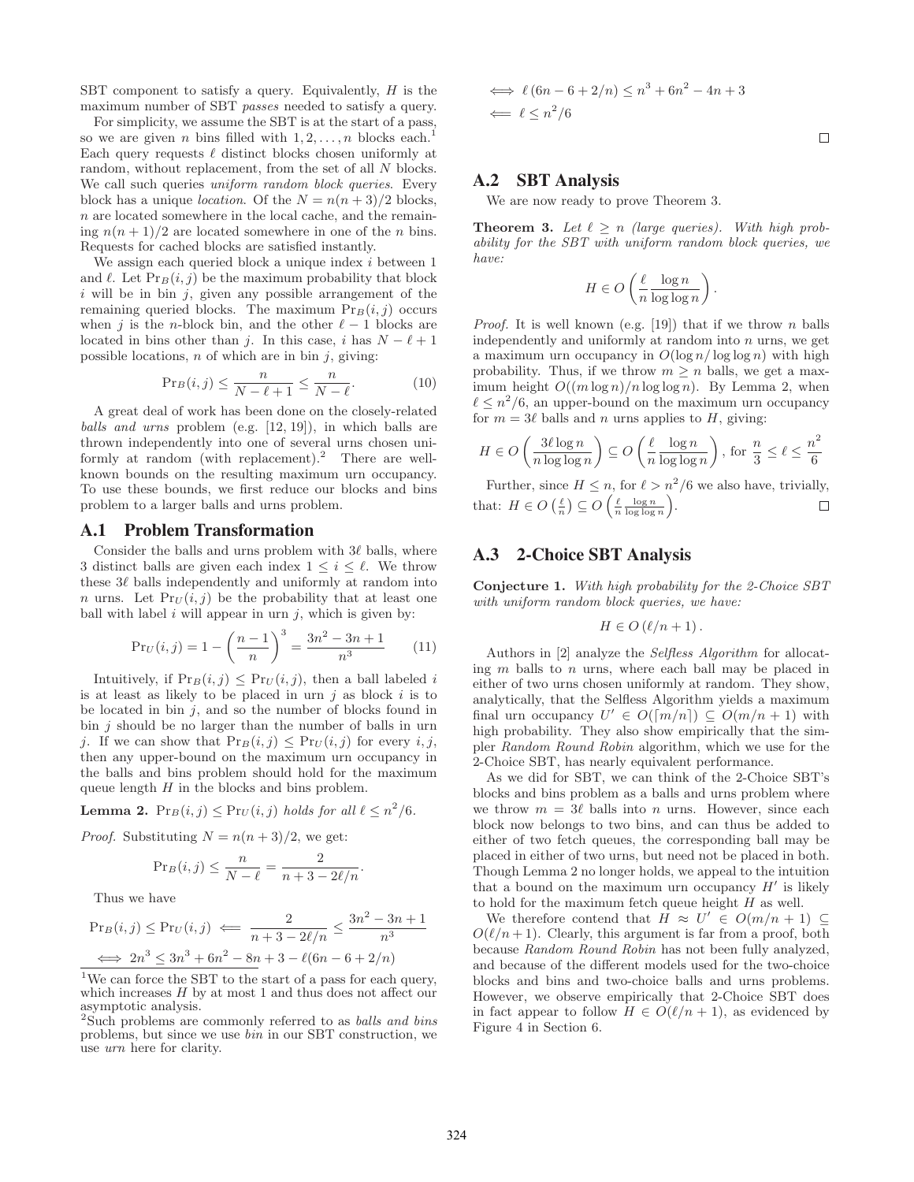SBT component to satisfy a query. Equivalently, $H$ is the maximum number of SBT *passes* needed to satisfy a query.

For simplicity, we assume the SBT is at the start of a pass, so we are given $n$ bins filled with $1, 2, \ldots, n$ blocks each.[1] Each query requests $\ell$ distinct blocks chosen uniformly at random, without replacement, from the set of all $N$ blocks. We call such queries *uniform random block queries*. Every block has a unique *location*. Of the $N = n(n+3)/2$ blocks, $n$ are located somewhere in the local cache, and the remaining $n(n+1)/2$ are located somewhere in one of the $n$ bins. Requests for cached blocks are satisfied instantly.

We assign each queried block a unique index $i$ between 1 and $\ell$. Let $\Pr_B(i,j)$ be the maximum probability that block $i$ will be in bin $j$, given any possible arrangement of the remaining queried blocks. The maximum $\Pr_B(i,j)$ occurs when $j$ is the $n$-block bin, and the other $\ell - 1$ blocks are located in bins other than $j$. In this case, $i$ has $N - \ell + 1$ possible locations, $n$ of which are in bin $j$, giving:

$$\Pr_B(i,j) \leq \frac{n}{N - \ell + 1} \leq \frac{n}{N - \ell}. \tag{10}$$

A great deal of work has been done on the closely-related *balls and urns* problem (e.g. [12, 19]), in which balls are thrown independently into one of several urns chosen uniformly at random (with replacement).[2] There are well-known bounds on the resulting maximum urn occupancy. To use these bounds, we first reduce our blocks and bins problem to a larger balls and urns problem.

## A.1 Problem Transformation

Consider the balls and urns problem with $3\ell$ balls, where 3 distinct balls are given each index $1 \leq i \leq \ell$. We throw these $3\ell$ balls independently and uniformly at random into $n$ urns. Let $\Pr_U(i,j)$ be the probability that at least one ball with label $i$ will appear in urn $j$, which is given by:

$$\Pr_U(i,j) = 1 - \left(\frac{n-1}{n}\right)^3 = \frac{3n^2 - 3n + 1}{n^3} \tag{11}$$

Intuitively, if $\Pr_B(i,j) \leq \Pr_U(i,j)$, then a ball labeled $i$ is at least as likely to be placed in urn $j$ as block $i$ is to be located in bin $j$, and so the number of blocks found in bin $j$ should be no larger than the number of balls in urn $j$. If we can show that $\Pr_B(i,j) \leq \Pr_U(i,j)$ for every $i, j$, then any upper-bound on the maximum urn occupancy in the balls and bins problem should hold for the maximum queue length $H$ in the blocks and bins problem.

**Lemma 2.** *$\Pr_B(i,j) \leq \Pr_U(i,j)$ holds for all $\ell \leq n^2/6$.*

*Proof.* Substituting $N = n(n+3)/2$, we get:

$$\Pr_B(i,j) \leq \frac{n}{N - \ell} = \frac{2}{n + 3 - 2\ell/n}.$$

Thus we have

$$\Pr_B(i,j) \leq \Pr_U(i,j) \impliedby \frac{2}{n + 3 - 2\ell/n} \leq \frac{3n^2 - 3n + 1}{n^3}$$

$$\iff 2n^3 \leq 3n^3 + 6n^2 - 8n + 3 - \ell(6n - 6 + 2/n)$$

$$\iff \ell\,(6n - 6 + 2/n) \leq n^3 + 6n^2 - 4n + 3$$

$$\impliedby \ell \leq n^2/6$$

□

## A.2 SBT Analysis

We are now ready to prove Theorem 3.

**Theorem 3.** *Let $\ell \geq n$ (large queries). With high probability for the SBT with uniform random block queries, we have:*

$$H \in O\left(\frac{\ell}{n} \frac{\log n}{\log\log n}\right).$$

*Proof.* It is well known (e.g. [19]) that if we throw $n$ balls independently and uniformly at random into $n$ urns, we get a maximum urn occupancy in $O(\log n / \log\log n)$ with high probability. Thus, if we throw $m \geq n$ balls, we get a maximum height $O((m \log n)/n \log\log n)$. By Lemma 2, when $\ell \leq n^2/6$, an upper-bound on the maximum urn occupancy for $m = 3\ell$ balls and $n$ urns applies to $H$, giving:

$$H \in O\left(\frac{3\ell \log n}{n \log\log n}\right) \subseteq O\left(\frac{\ell}{n} \frac{\log n}{\log\log n}\right), \text{ for } \frac{n}{3} \leq \ell \leq \frac{n^2}{6}$$

Further, since $H \leq n$, for $\ell > n^2/6$ we also have, trivially, that: $H \in O\left(\frac{\ell}{n}\right) \subseteq O\left(\frac{\ell}{n} \frac{\log n}{\log\log n}\right)$. □

## A.3 2-Choice SBT Analysis

**Conjecture 1.** *With high probability for the 2-Choice SBT with uniform random block queries, we have:*

$$H \in O\left(\ell/n + 1\right).$$

Authors in [2] analyze the *Selfless Algorithm* for allocating $m$ balls to $n$ urns, where each ball may be placed in either of two urns chosen uniformly at random. They show, analytically, that the Selfless Algorithm yields a maximum final urn occupancy $U' \in O(\lceil m/n \rceil) \subseteq O(m/n + 1)$ with high probability. They also show empirically that the simpler *Random Round Robin* algorithm, which we use for the 2-Choice SBT, has nearly equivalent performance.

As we did for SBT, we can think of the 2-Choice SBT's blocks and bins problem as a balls and urns problem where we throw $m = 3\ell$ balls into $n$ urns. However, since each block now belongs to two bins, and can thus be added to either of two fetch queues, the corresponding ball may be placed in either of two urns, but need not be placed in both. Though Lemma 2 no longer holds, we appeal to the intuition that a bound on the maximum urn occupancy $H'$ is likely to hold for the maximum fetch queue height $H$ as well.

We therefore contend that $H \approx U' \in O(m/n + 1) \subseteq O(\ell/n + 1)$. Clearly, this argument is far from a proof, both because *Random Round Robin* has not been fully analyzed, and because of the different models used for the two-choice blocks and bins and two-choice balls and urns problems. However, we observe empirically that 2-Choice SBT does in fact appear to follow $H \in O(\ell/n + 1)$, as evidenced by Figure 4 in Section 6.

---

[1] We can force the SBT to the start of a pass for each query, which increases $H$ by at most 1 and thus does not affect our asymptotic analysis.

[2] Such problems are commonly referred to as *balls and bins* problems, but since we use *bin* in our SBT construction, we use *urn* here for clarity.